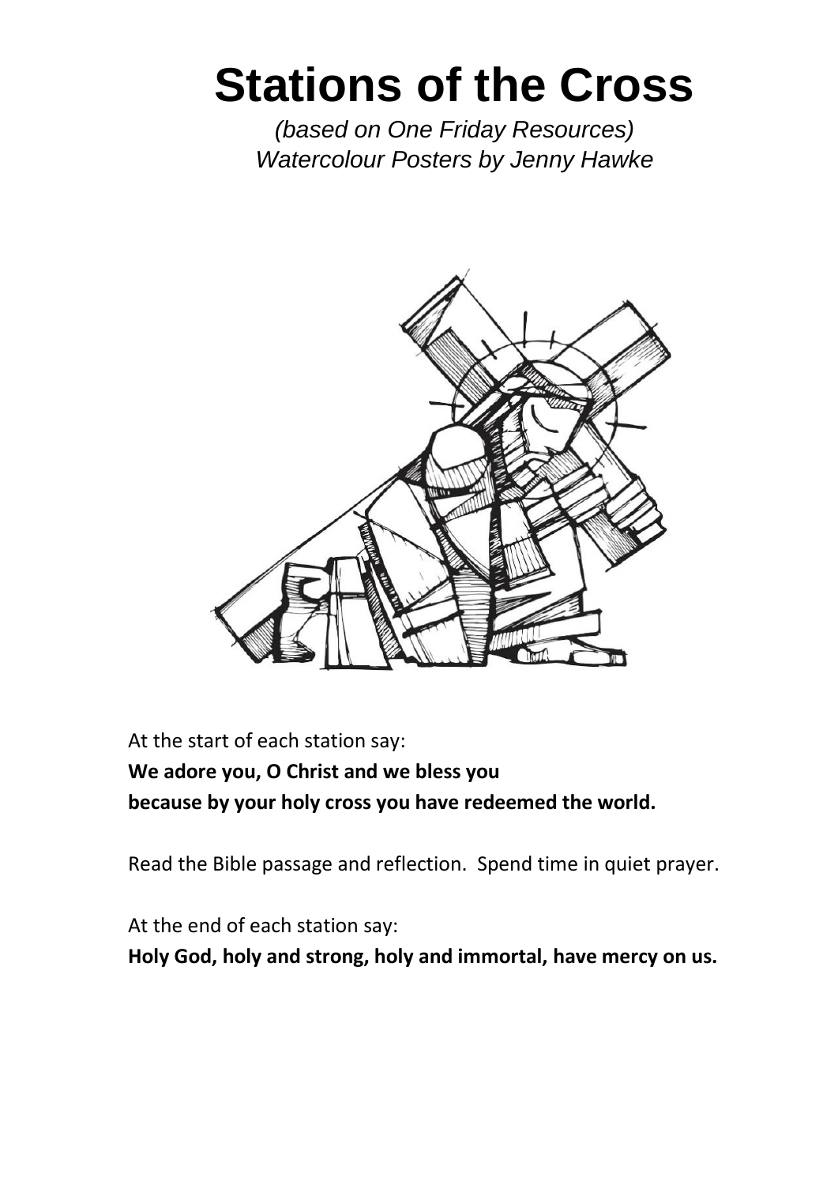# Stations of the Cross

*(based on One Friday Resources)*
*Watercolour Posters by Jenny Hawke*

At the start of each station say:
**We adore you, O Christ and we bless you**
**because by your holy cross you have redeemed the world.**

Read the Bible passage and reflection. Spend time in quiet prayer.

At the end of each station say:
**Holy God, holy and strong, holy and immortal, have mercy on us.**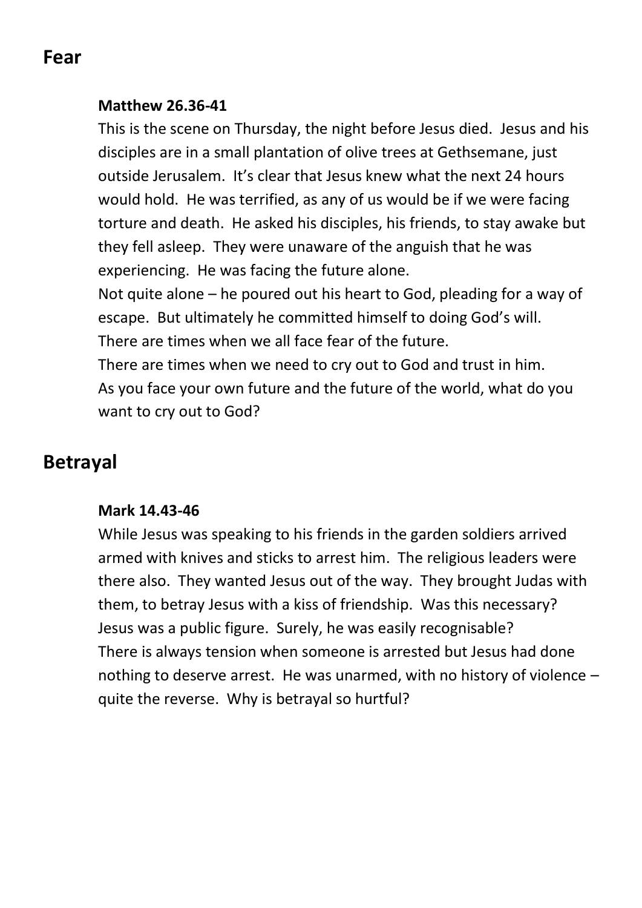## Fear

**Matthew 26.36-41**

This is the scene on Thursday, the night before Jesus died. Jesus and his disciples are in a small plantation of olive trees at Gethsemane, just outside Jerusalem. It's clear that Jesus knew what the next 24 hours would hold. He was terrified, as any of us would be if we were facing torture and death. He asked his disciples, his friends, to stay awake but they fell asleep. They were unaware of the anguish that he was experiencing. He was facing the future alone.

Not quite alone – he poured out his heart to God, pleading for a way of escape. But ultimately he committed himself to doing God's will.

There are times when we all face fear of the future.

There are times when we need to cry out to God and trust in him.

As you face your own future and the future of the world, what do you want to cry out to God?

## Betrayal

**Mark 14.43-46**

While Jesus was speaking to his friends in the garden soldiers arrived armed with knives and sticks to arrest him. The religious leaders were there also. They wanted Jesus out of the way. They brought Judas with them, to betray Jesus with a kiss of friendship. Was this necessary? Jesus was a public figure. Surely, he was easily recognisable?

There is always tension when someone is arrested but Jesus had done nothing to deserve arrest. He was unarmed, with no history of violence – quite the reverse. Why is betrayal so hurtful?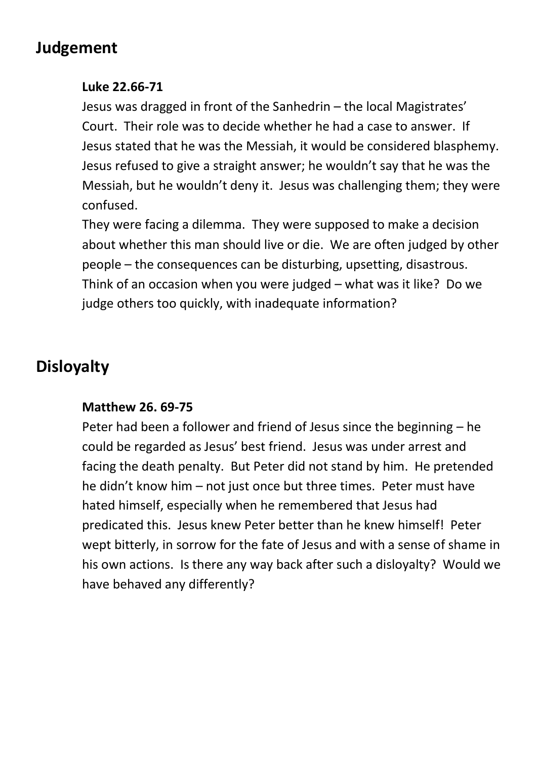## Judgement

**Luke 22.66-71**

Jesus was dragged in front of the Sanhedrin – the local Magistrates' Court. Their role was to decide whether he had a case to answer. If Jesus stated that he was the Messiah, it would be considered blasphemy. Jesus refused to give a straight answer; he wouldn't say that he was the Messiah, but he wouldn't deny it. Jesus was challenging them; they were confused.

They were facing a dilemma. They were supposed to make a decision about whether this man should live or die. We are often judged by other people – the consequences can be disturbing, upsetting, disastrous. Think of an occasion when you were judged – what was it like? Do we judge others too quickly, with inadequate information?

## Disloyalty

**Matthew 26. 69-75**

Peter had been a follower and friend of Jesus since the beginning – he could be regarded as Jesus' best friend. Jesus was under arrest and facing the death penalty. But Peter did not stand by him. He pretended he didn't know him – not just once but three times. Peter must have hated himself, especially when he remembered that Jesus had predicated this. Jesus knew Peter better than he knew himself! Peter wept bitterly, in sorrow for the fate of Jesus and with a sense of shame in his own actions. Is there any way back after such a disloyalty? Would we have behaved any differently?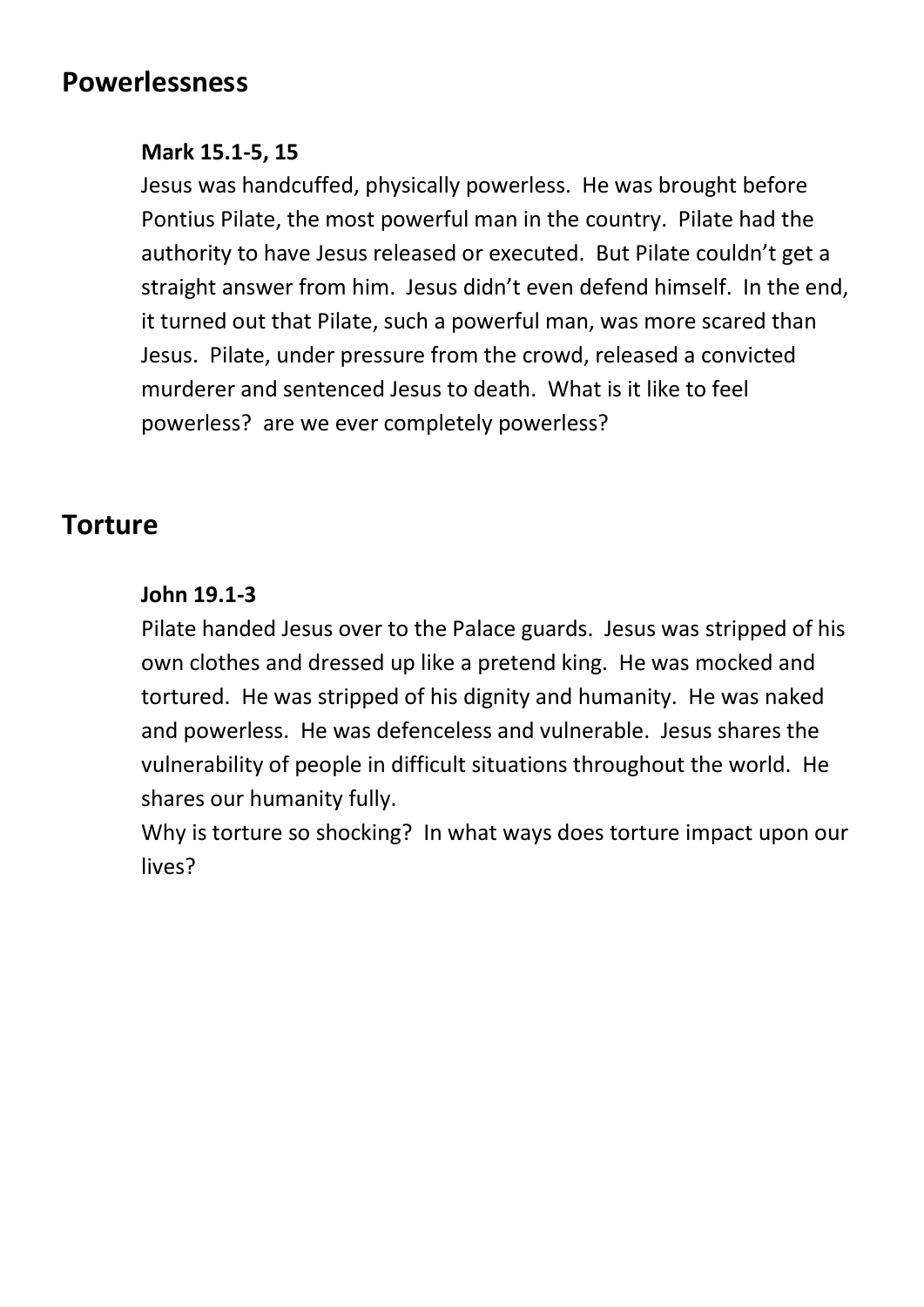## Powerlessness

**Mark 15.1-5, 15**

Jesus was handcuffed, physically powerless. He was brought before Pontius Pilate, the most powerful man in the country. Pilate had the authority to have Jesus released or executed. But Pilate couldn't get a straight answer from him. Jesus didn't even defend himself. In the end, it turned out that Pilate, such a powerful man, was more scared than Jesus. Pilate, under pressure from the crowd, released a convicted murderer and sentenced Jesus to death. What is it like to feel powerless? are we ever completely powerless?

## Torture

**John 19.1-3**

Pilate handed Jesus over to the Palace guards. Jesus was stripped of his own clothes and dressed up like a pretend king. He was mocked and tortured. He was stripped of his dignity and humanity. He was naked and powerless. He was defenceless and vulnerable. Jesus shares the vulnerability of people in difficult situations throughout the world. He shares our humanity fully.

Why is torture so shocking? In what ways does torture impact upon our lives?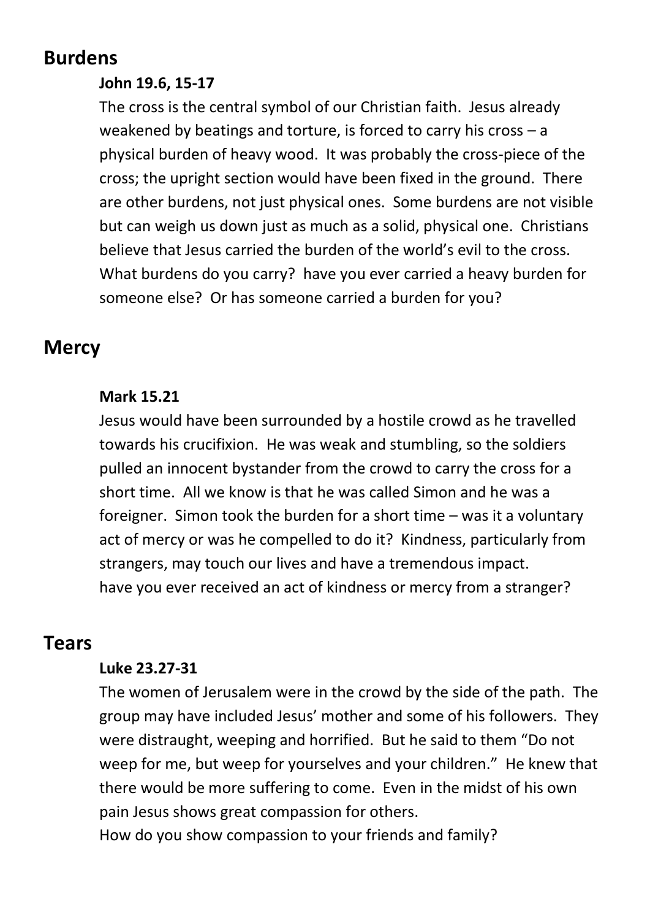## Burdens

**John 19.6, 15-17**

The cross is the central symbol of our Christian faith. Jesus already weakened by beatings and torture, is forced to carry his cross – a physical burden of heavy wood. It was probably the cross-piece of the cross; the upright section would have been fixed in the ground. There are other burdens, not just physical ones. Some burdens are not visible but can weigh us down just as much as a solid, physical one. Christians believe that Jesus carried the burden of the world's evil to the cross. What burdens do you carry? have you ever carried a heavy burden for someone else? Or has someone carried a burden for you?

## Mercy

**Mark 15.21**

Jesus would have been surrounded by a hostile crowd as he travelled towards his crucifixion. He was weak and stumbling, so the soldiers pulled an innocent bystander from the crowd to carry the cross for a short time. All we know is that he was called Simon and he was a foreigner. Simon took the burden for a short time – was it a voluntary act of mercy or was he compelled to do it? Kindness, particularly from strangers, may touch our lives and have a tremendous impact.
have you ever received an act of kindness or mercy from a stranger?

## Tears

**Luke 23.27-31**

The women of Jerusalem were in the crowd by the side of the path. The group may have included Jesus' mother and some of his followers. They were distraught, weeping and horrified. But he said to them "Do not weep for me, but weep for yourselves and your children." He knew that there would be more suffering to come. Even in the midst of his own pain Jesus shows great compassion for others.
How do you show compassion to your friends and family?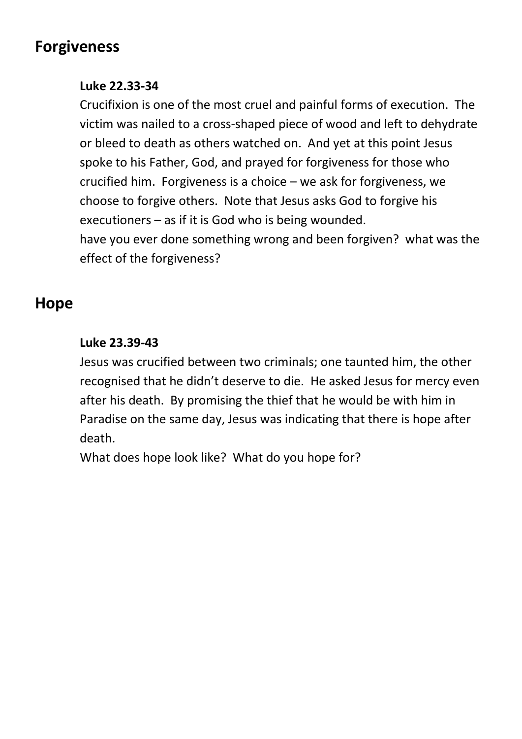## Forgiveness

**Luke 22.33-34**

Crucifixion is one of the most cruel and painful forms of execution. The victim was nailed to a cross-shaped piece of wood and left to dehydrate or bleed to death as others watched on. And yet at this point Jesus spoke to his Father, God, and prayed for forgiveness for those who crucified him. Forgiveness is a choice – we ask for forgiveness, we choose to forgive others. Note that Jesus asks God to forgive his executioners – as if it is God who is being wounded.
have you ever done something wrong and been forgiven? what was the effect of the forgiveness?

## Hope

**Luke 23.39-43**

Jesus was crucified between two criminals; one taunted him, the other recognised that he didn't deserve to die. He asked Jesus for mercy even after his death. By promising the thief that he would be with him in Paradise on the same day, Jesus was indicating that there is hope after death.
What does hope look like? What do you hope for?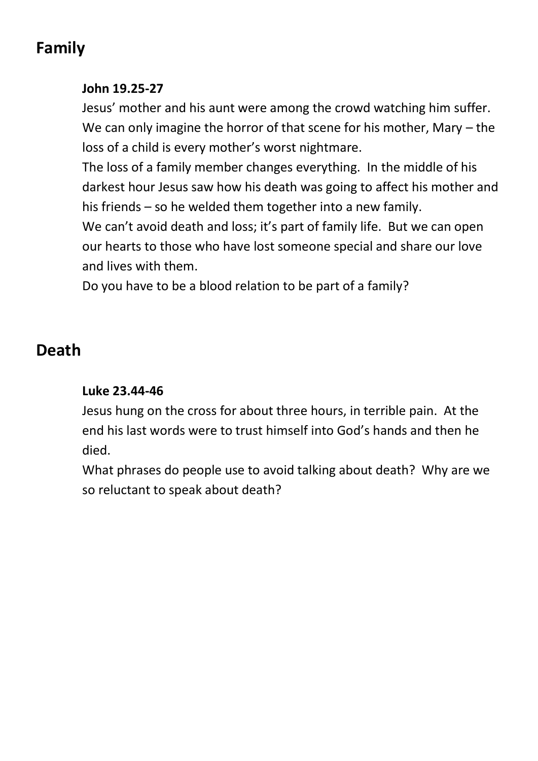## Family

**John 19.25-27**

Jesus' mother and his aunt were among the crowd watching him suffer. We can only imagine the horror of that scene for his mother, Mary – the loss of a child is every mother's worst nightmare.

The loss of a family member changes everything. In the middle of his darkest hour Jesus saw how his death was going to affect his mother and his friends – so he welded them together into a new family.

We can't avoid death and loss; it's part of family life. But we can open our hearts to those who have lost someone special and share our love and lives with them.

Do you have to be a blood relation to be part of a family?

## Death

**Luke 23.44-46**

Jesus hung on the cross for about three hours, in terrible pain. At the end his last words were to trust himself into God's hands and then he died.

What phrases do people use to avoid talking about death? Why are we so reluctant to speak about death?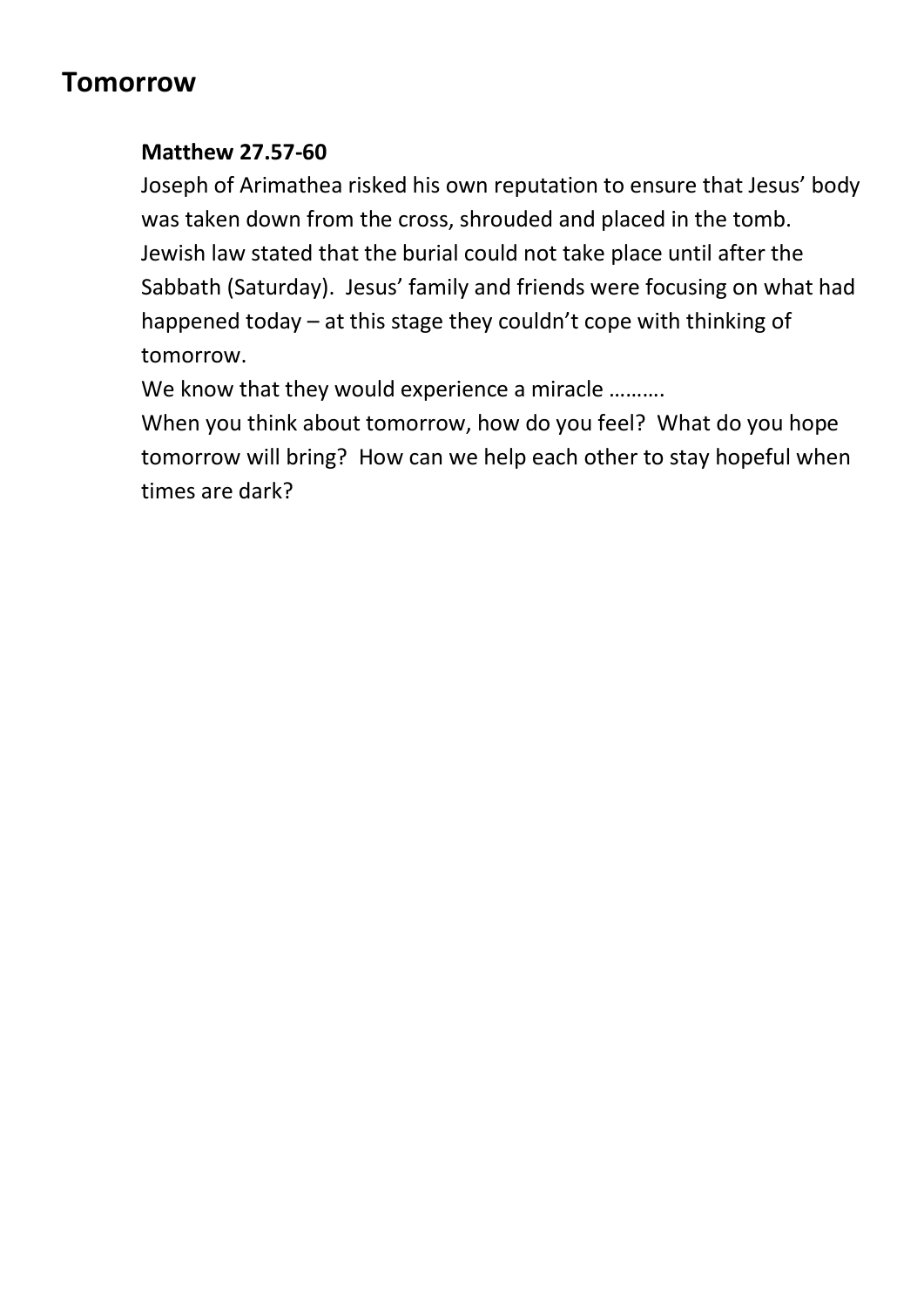## Tomorrow

**Matthew 27.57-60**

Joseph of Arimathea risked his own reputation to ensure that Jesus' body was taken down from the cross, shrouded and placed in the tomb. Jewish law stated that the burial could not take place until after the Sabbath (Saturday). Jesus' family and friends were focusing on what had happened today – at this stage they couldn't cope with thinking of tomorrow.

We know that they would experience a miracle ……….

When you think about tomorrow, how do you feel? What do you hope tomorrow will bring? How can we help each other to stay hopeful when times are dark?